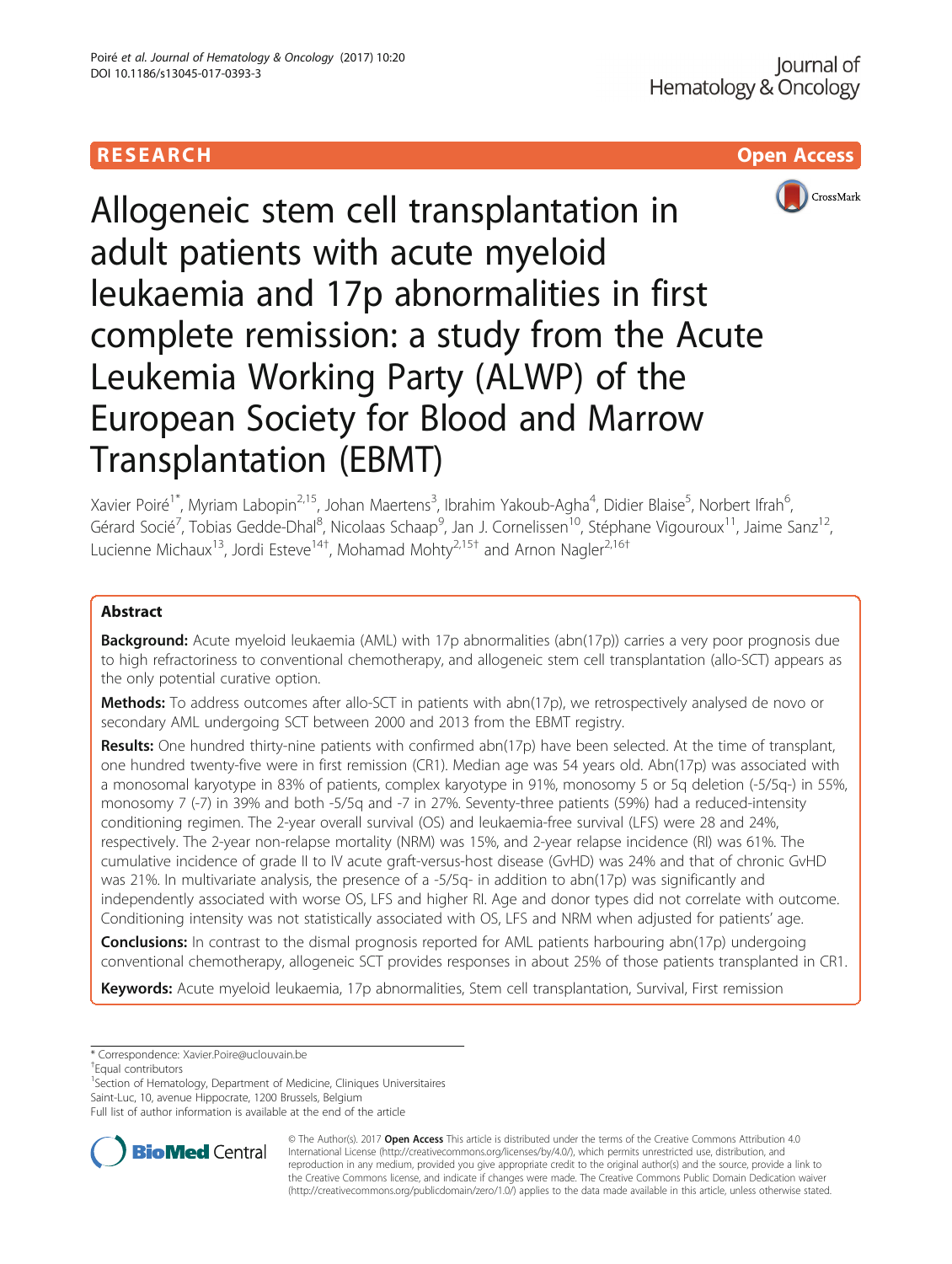RESEARCH

Open Access

# Allogeneic stem cell transplantation in adult patients with acute myeloid leukaemia and 17p abnormalities in first complete remission: a study from the Acute Leukemia Working Party (ALWP) of the European Society for Blood and Marrow Transplantation (EBMT)

Xavier Poiré[1*], Myriam Labopin[2,15], Johan Maertens[3], Ibrahim Yakoub-Agha[4], Didier Blaise[5], Norbert Ifrah[6], Gérard Socié[7], Tobias Gedde-Dhal[8], Nicolaas Schaap[9], Jan J. Cornelissen[10], Stéphane Vigouroux[11], Jaime Sanz[12], Lucienne Michaux[13], Jordi Esteve[14†], Mohamad Mohty[2,15†] and Arnon Nagler[2,16†]

## Abstract

**Background:** Acute myeloid leukaemia (AML) with 17p abnormalities (abn(17p)) carries a very poor prognosis due to high refractoriness to conventional chemotherapy, and allogeneic stem cell transplantation (allo-SCT) appears as the only potential curative option.

**Methods:** To address outcomes after allo-SCT in patients with abn(17p), we retrospectively analysed de novo or secondary AML undergoing SCT between 2000 and 2013 from the EBMT registry.

**Results:** One hundred thirty-nine patients with confirmed abn(17p) have been selected. At the time of transplant, one hundred twenty-five were in first remission (CR1). Median age was 54 years old. Abn(17p) was associated with a monosomal karyotype in 83% of patients, complex karyotype in 91%, monosomy 5 or 5q deletion (-5/5q-) in 55%, monosomy 7 (-7) in 39% and both -5/5q and -7 in 27%. Seventy-three patients (59%) had a reduced-intensity conditioning regimen. The 2-year overall survival (OS) and leukaemia-free survival (LFS) were 28 and 24%, respectively. The 2-year non-relapse mortality (NRM) was 15%, and 2-year relapse incidence (RI) was 61%. The cumulative incidence of grade II to IV acute graft-versus-host disease (GvHD) was 24% and that of chronic GvHD was 21%. In multivariate analysis, the presence of a -5/5q- in addition to abn(17p) was significantly and independently associated with worse OS, LFS and higher RI. Age and donor types did not correlate with outcome. Conditioning intensity was not statistically associated with OS, LFS and NRM when adjusted for patients' age.

**Conclusions:** In contrast to the dismal prognosis reported for AML patients harbouring abn(17p) undergoing conventional chemotherapy, allogeneic SCT provides responses in about 25% of those patients transplanted in CR1.

**Keywords:** Acute myeloid leukaemia, 17p abnormalities, Stem cell transplantation, Survival, First remission

\* Correspondence: Xavier.Poire@uclouvain.be

†Equal contributors

[1]Section of Hematology, Department of Medicine, Cliniques Universitaires Saint-Luc, 10, avenue Hippocrate, 1200 Brussels, Belgium

Full list of author information is available at the end of the article

© The Author(s). 2017 **Open Access** This article is distributed under the terms of the Creative Commons Attribution 4.0 International License (http://creativecommons.org/licenses/by/4.0/), which permits unrestricted use, distribution, and reproduction in any medium, provided you give appropriate credit to the original author(s) and the source, provide a link to the Creative Commons license, and indicate if changes were made. The Creative Commons Public Domain Dedication waiver (http://creativecommons.org/publicdomain/zero/1.0/) applies to the data made available in this article, unless otherwise stated.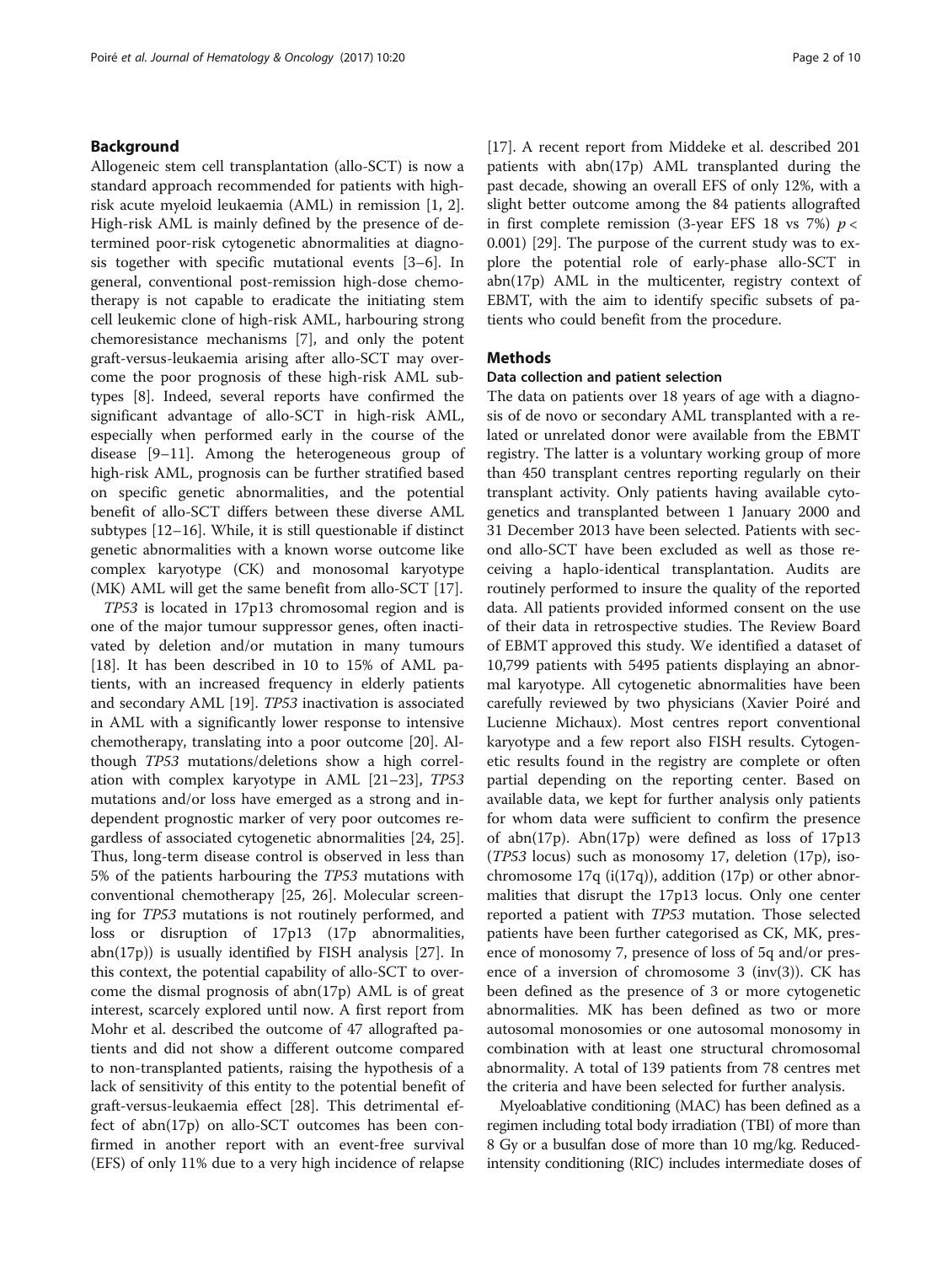## Background

Allogeneic stem cell transplantation (allo-SCT) is now a standard approach recommended for patients with high-risk acute myeloid leukaemia (AML) in remission [1, 2]. High-risk AML is mainly defined by the presence of determined poor-risk cytogenetic abnormalities at diagnosis together with specific mutational events [3–6]. In general, conventional post-remission high-dose chemotherapy is not capable to eradicate the initiating stem cell leukemic clone of high-risk AML, harbouring strong chemoresistance mechanisms [7], and only the potent graft-versus-leukaemia arising after allo-SCT may overcome the poor prognosis of these high-risk AML subtypes [8]. Indeed, several reports have confirmed the significant advantage of allo-SCT in high-risk AML, especially when performed early in the course of the disease [9–11]. Among the heterogeneous group of high-risk AML, prognosis can be further stratified based on specific genetic abnormalities, and the potential benefit of allo-SCT differs between these diverse AML subtypes [12–16]. While, it is still questionable if distinct genetic abnormalities with a known worse outcome like complex karyotype (CK) and monosomal karyotype (MK) AML will get the same benefit from allo-SCT [17].

*TP53* is located in 17p13 chromosomal region and is one of the major tumour suppressor genes, often inactivated by deletion and/or mutation in many tumours [18]. It has been described in 10 to 15% of AML patients, with an increased frequency in elderly patients and secondary AML [19]. *TP53* inactivation is associated in AML with a significantly lower response to intensive chemotherapy, translating into a poor outcome [20]. Although *TP53* mutations/deletions show a high correlation with complex karyotype in AML [21–23], *TP53* mutations and/or loss have emerged as a strong and independent prognostic marker of very poor outcomes regardless of associated cytogenetic abnormalities [24, 25]. Thus, long-term disease control is observed in less than 5% of the patients harbouring the *TP53* mutations with conventional chemotherapy [25, 26]. Molecular screening for *TP53* mutations is not routinely performed, and loss or disruption of 17p13 (17p abnormalities, abn(17p)) is usually identified by FISH analysis [27]. In this context, the potential capability of allo-SCT to overcome the dismal prognosis of abn(17p) AML is of great interest, scarcely explored until now. A first report from Mohr et al. described the outcome of 47 allografted patients and did not show a different outcome compared to non-transplanted patients, raising the hypothesis of a lack of sensitivity of this entity to the potential benefit of graft-versus-leukaemia effect [28]. This detrimental effect of abn(17p) on allo-SCT outcomes has been confirmed in another report with an event-free survival (EFS) of only 11% due to a very high incidence of relapse [17]. A recent report from Middeke et al. described 201 patients with abn(17p) AML transplanted during the past decade, showing an overall EFS of only 12%, with a slight better outcome among the 84 patients allografted in first complete remission (3-year EFS 18 vs 7%) $p < 0.001$) [29]. The purpose of the current study was to explore the potential role of early-phase allo-SCT in abn(17p) AML in the multicenter, registry context of EBMT, with the aim to identify specific subsets of patients who could benefit from the procedure.

## Methods

### Data collection and patient selection

The data on patients over 18 years of age with a diagnosis of de novo or secondary AML transplanted with a related or unrelated donor were available from the EBMT registry. The latter is a voluntary working group of more than 450 transplant centres reporting regularly on their transplant activity. Only patients having available cytogenetics and transplanted between 1 January 2000 and 31 December 2013 have been selected. Patients with second allo-SCT have been excluded as well as those receiving a haplo-identical transplantation. Audits are routinely performed to insure the quality of the reported data. All patients provided informed consent on the use of their data in retrospective studies. The Review Board of EBMT approved this study. We identified a dataset of 10,799 patients with 5495 patients displaying an abnormal karyotype. All cytogenetic abnormalities have been carefully reviewed by two physicians (Xavier Poiré and Lucienne Michaux). Most centres report conventional karyotype and a few report also FISH results. Cytogenetic results found in the registry are complete or often partial depending on the reporting center. Based on available data, we kept for further analysis only patients for whom data were sufficient to confirm the presence of abn(17p). Abn(17p) were defined as loss of 17p13 (*TP53* locus) such as monosomy 17, deletion (17p), isochromosome 17q (i(17q)), addition (17p) or other abnormalities that disrupt the 17p13 locus. Only one center reported a patient with *TP53* mutation. Those selected patients have been further categorised as CK, MK, presence of monosomy 7, presence of loss of 5q and/or presence of a inversion of chromosome 3 (inv(3)). CK has been defined as the presence of 3 or more cytogenetic abnormalities. MK has been defined as two or more autosomal monosomies or one autosomal monosomy in combination with at least one structural chromosomal abnormality. A total of 139 patients from 78 centres met the criteria and have been selected for further analysis.

Myeloablative conditioning (MAC) has been defined as a regimen including total body irradiation (TBI) of more than 8 Gy or a busulfan dose of more than 10 mg/kg. Reduced-intensity conditioning (RIC) includes intermediate doses of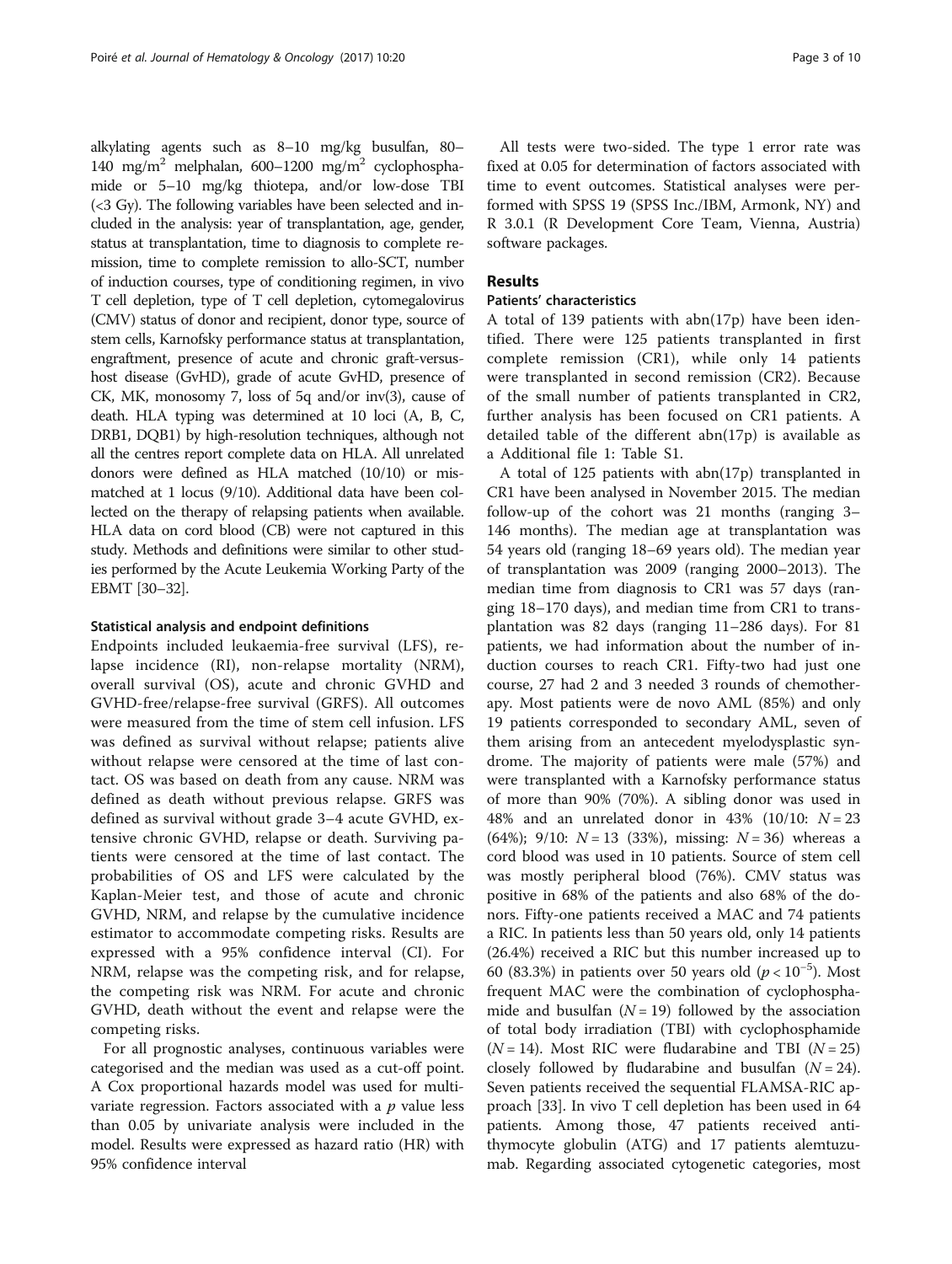alkylating agents such as 8–10 mg/kg busulfan, 80–140 mg/m$^2$ melphalan, 600–1200 mg/m$^2$ cyclophosphamide or 5–10 mg/kg thiotepa, and/or low-dose TBI (<3 Gy). The following variables have been selected and included in the analysis: year of transplantation, age, gender, status at transplantation, time to diagnosis to complete remission, time to complete remission to allo-SCT, number of induction courses, type of conditioning regimen, in vivo T cell depletion, type of T cell depletion, cytomegalovirus (CMV) status of donor and recipient, donor type, source of stem cells, Karnofsky performance status at transplantation, engraftment, presence of acute and chronic graft-versus-host disease (GvHD), grade of acute GvHD, presence of CK, MK, monosomy 7, loss of 5q and/or inv(3), cause of death. HLA typing was determined at 10 loci (A, B, C, DRB1, DQB1) by high-resolution techniques, although not all the centres report complete data on HLA. All unrelated donors were defined as HLA matched (10/10) or mismatched at 1 locus (9/10). Additional data have been collected on the therapy of relapsing patients when available. HLA data on cord blood (CB) were not captured in this study. Methods and definitions were similar to other studies performed by the Acute Leukemia Working Party of the EBMT [30–32].

### Statistical analysis and endpoint definitions

Endpoints included leukaemia-free survival (LFS), relapse incidence (RI), non-relapse mortality (NRM), overall survival (OS), acute and chronic GVHD and GVHD-free/relapse-free survival (GRFS). All outcomes were measured from the time of stem cell infusion. LFS was defined as survival without relapse; patients alive without relapse were censored at the time of last contact. OS was based on death from any cause. NRM was defined as death without previous relapse. GRFS was defined as survival without grade 3–4 acute GVHD, extensive chronic GVHD, relapse or death. Surviving patients were censored at the time of last contact. The probabilities of OS and LFS were calculated by the Kaplan-Meier test, and those of acute and chronic GVHD, NRM, and relapse by the cumulative incidence estimator to accommodate competing risks. Results are expressed with a 95% confidence interval (CI). For NRM, relapse was the competing risk, and for relapse, the competing risk was NRM. For acute and chronic GVHD, death without the event and relapse were the competing risks.

For all prognostic analyses, continuous variables were categorised and the median was used as a cut-off point. A Cox proportional hazards model was used for multivariate regression. Factors associated with a $p$ value less than 0.05 by univariate analysis were included in the model. Results were expressed as hazard ratio (HR) with 95% confidence interval

All tests were two-sided. The type 1 error rate was fixed at 0.05 for determination of factors associated with time to event outcomes. Statistical analyses were performed with SPSS 19 (SPSS Inc./IBM, Armonk, NY) and R 3.0.1 (R Development Core Team, Vienna, Austria) software packages.

## Results

### Patients' characteristics

A total of 139 patients with abn(17p) have been identified. There were 125 patients transplanted in first complete remission (CR1), while only 14 patients were transplanted in second remission (CR2). Because of the small number of patients transplanted in CR2, further analysis has been focused on CR1 patients. A detailed table of the different abn(17p) is available as a Additional file 1: Table S1.

A total of 125 patients with abn(17p) transplanted in CR1 have been analysed in November 2015. The median follow-up of the cohort was 21 months (ranging 3–146 months). The median age at transplantation was 54 years old (ranging 18–69 years old). The median year of transplantation was 2009 (ranging 2000–2013). The median time from diagnosis to CR1 was 57 days (ranging 18–170 days), and median time from CR1 to transplantation was 82 days (ranging 11–286 days). For 81 patients, we had information about the number of induction courses to reach CR1. Fifty-two had just one course, 27 had 2 and 3 needed 3 rounds of chemotherapy. Most patients were de novo AML (85%) and only 19 patients corresponded to secondary AML, seven of them arising from an antecedent myelodysplastic syndrome. The majority of patients were male (57%) and were transplanted with a Karnofsky performance status of more than 90% (70%). A sibling donor was used in 48% and an unrelated donor in 43% (10/10: $N = 23$ (64%); 9/10: $N = 13$ (33%), missing: $N = 36$) whereas a cord blood was used in 10 patients. Source of stem cell was mostly peripheral blood (76%). CMV status was positive in 68% of the patients and also 68% of the donors. Fifty-one patients received a MAC and 74 patients a RIC. In patients less than 50 years old, only 14 patients (26.4%) received a RIC but this number increased up to 60 (83.3%) in patients over 50 years old ($p < 10^{-5}$). Most frequent MAC were the combination of cyclophosphamide and busulfan ($N = 19$) followed by the association of total body irradiation (TBI) with cyclophosphamide ($N = 14$). Most RIC were fludarabine and TBI ($N = 25$) closely followed by fludarabine and busulfan ($N = 24$). Seven patients received the sequential FLAMSA-RIC approach [33]. In vivo T cell depletion has been used in 64 patients. Among those, 47 patients received anti-thymocyte globulin (ATG) and 17 patients alemtuzumab. Regarding associated cytogenetic categories, most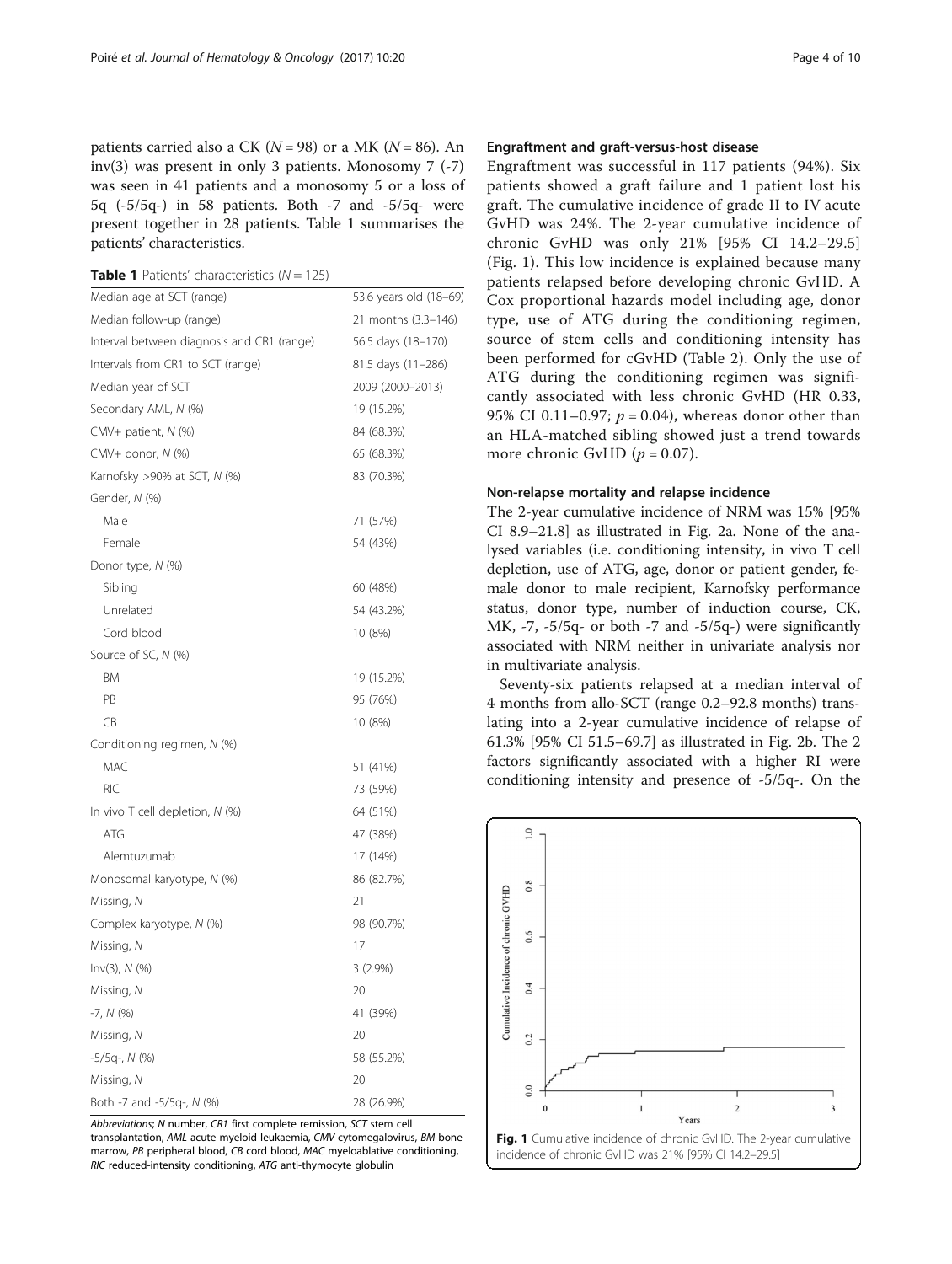patients carried also a CK ($N = 98$) or a MK ($N = 86$). An inv(3) was present in only 3 patients. Monosomy 7 (-7) was seen in 41 patients and a monosomy 5 or a loss of 5q (-5/5q-) in 58 patients. Both -7 and -5/5q- were present together in 28 patients. Table 1 summarises the patients' characteristics.

**Table 1** Patients' characteristics ($N = 125$)

| | |
|---|---|
| Median age at SCT (range) | 53.6 years old (18–69) |
| Median follow-up (range) | 21 months (3.3–146) |
| Interval between diagnosis and CR1 (range) | 56.5 days (18–170) |
| Intervals from CR1 to SCT (range) | 81.5 days (11–286) |
| Median year of SCT | 2009 (2000–2013) |
| Secondary AML, N (%) | 19 (15.2%) |
| CMV+ patient, N (%) | 84 (68.3%) |
| CMV+ donor, N (%) | 65 (68.3%) |
| Karnofsky >90% at SCT, N (%) | 83 (70.3%) |
| Gender, N (%) | |
| Male | 71 (57%) |
| Female | 54 (43%) |
| Donor type, N (%) | |
| Sibling | 60 (48%) |
| Unrelated | 54 (43.2%) |
| Cord blood | 10 (8%) |
| Source of SC, N (%) | |
| BM | 19 (15.2%) |
| PB | 95 (76%) |
| CB | 10 (8%) |
| Conditioning regimen, N (%) | |
| MAC | 51 (41%) |
| RIC | 73 (59%) |
| In vivo T cell depletion, N (%) | 64 (51%) |
| ATG | 47 (38%) |
| Alemtuzumab | 17 (14%) |
| Monosomal karyotype, N (%) | 86 (82.7%) |
| Missing, N | 21 |
| Complex karyotype, N (%) | 98 (90.7%) |
| Missing, N | 17 |
| Inv(3), N (%) | 3 (2.9%) |
| Missing, N | 20 |
| -7, N (%) | 41 (39%) |
| Missing, N | 20 |
| -5/5q-, N (%) | 58 (55.2%) |
| Missing, N | 20 |
| Both -7 and -5/5q-, N (%) | 28 (26.9%) |

*Abbreviations*; *N* number, *CR1* first complete remission, *SCT* stem cell transplantation, *AML* acute myeloid leukaemia, *CMV* cytomegalovirus, *BM* bone marrow, *PB* peripheral blood, *CB* cord blood, *MAC* myeloablative conditioning, *RIC* reduced-intensity conditioning, *ATG* anti-thymocyte globulin

#### Engraftment and graft-versus-host disease

Engraftment was successful in 117 patients (94%). Six patients showed a graft failure and 1 patient lost his graft. The cumulative incidence of grade II to IV acute GvHD was 24%. The 2-year cumulative incidence of chronic GvHD was only 21% [95% CI 14.2–29.5] (Fig. 1). This low incidence is explained because many patients relapsed before developing chronic GvHD. A Cox proportional hazards model including age, donor type, use of ATG during the conditioning regimen, source of stem cells and conditioning intensity has been performed for cGvHD (Table 2). Only the use of ATG during the conditioning regimen was significantly associated with less chronic GvHD (HR 0.33, 95% CI 0.11–0.97; $p = 0.04$), whereas donor other than an HLA-matched sibling showed just a trend towards more chronic GvHD ($p = 0.07$).

#### Non-relapse mortality and relapse incidence

The 2-year cumulative incidence of NRM was 15% [95% CI 8.9–21.8] as illustrated in Fig. 2a. None of the analysed variables (i.e. conditioning intensity, in vivo T cell depletion, use of ATG, age, donor or patient gender, female donor to male recipient, Karnofsky performance status, donor type, number of induction course, CK, MK, -7, -5/5q- or both -7 and -5/5q-) were significantly associated with NRM neither in univariate analysis nor in multivariate analysis.

Seventy-six patients relapsed at a median interval of 4 months from allo-SCT (range 0.2–92.8 months) translating into a 2-year cumulative incidence of relapse of 61.3% [95% CI 51.5–69.7] as illustrated in Fig. 2b. The 2 factors significantly associated with a higher RI were conditioning intensity and presence of -5/5q-. On the

**Fig. 1** Cumulative incidence of chronic GvHD. The 2-year cumulative incidence of chronic GvHD was 21% [95% CI 14.2–29.5]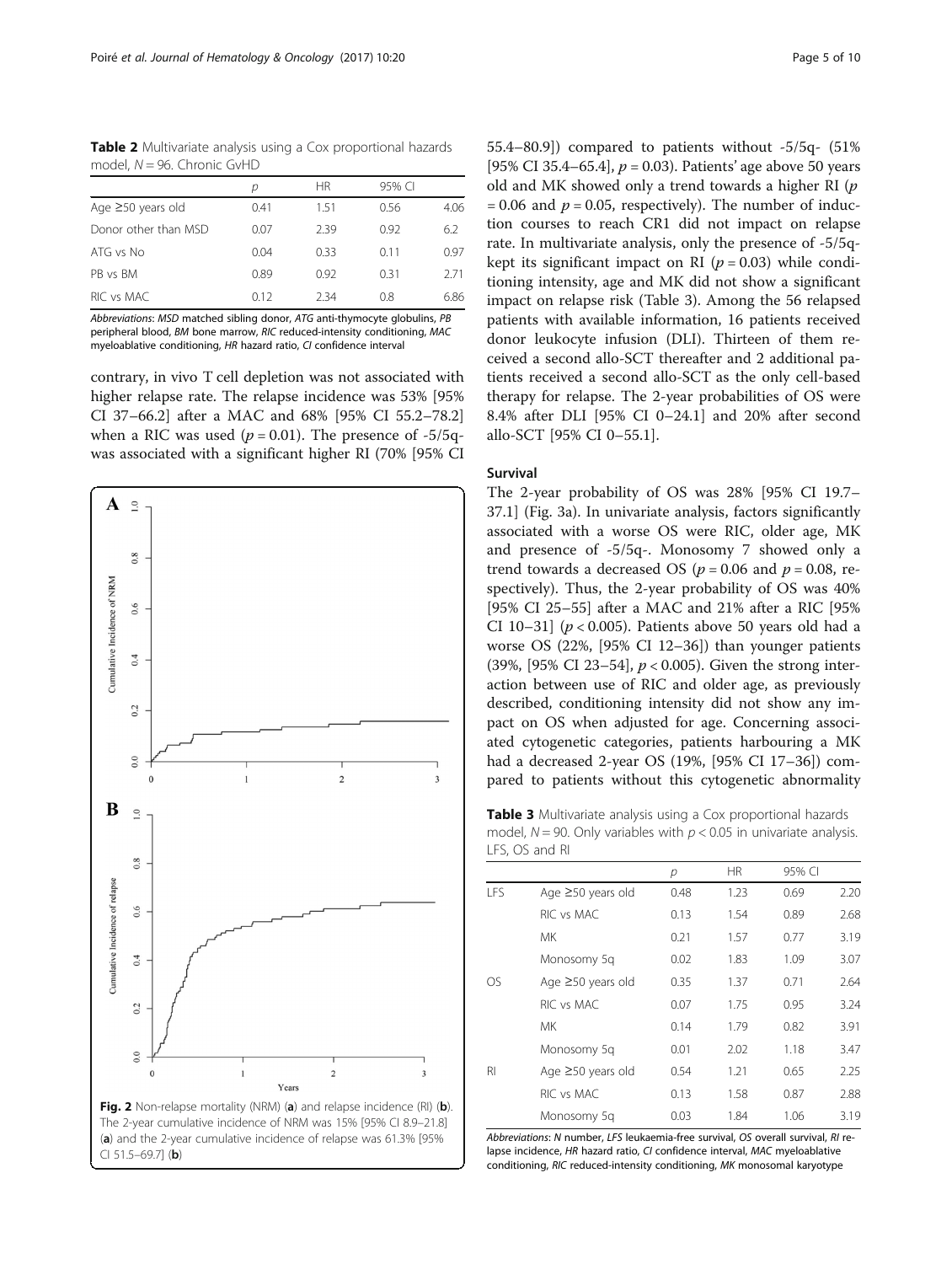**Table 2** Multivariate analysis using a Cox proportional hazards model, $N = 96$. Chronic GvHD

| | p | HR | 95% CI | |
|---|---|---|---|---|
| Age ≥50 years old | 0.41 | 1.51 | 0.56 | 4.06 |
| Donor other than MSD | 0.07 | 2.39 | 0.92 | 6.2 |
| ATG vs No | 0.04 | 0.33 | 0.11 | 0.97 |
| PB vs BM | 0.89 | 0.92 | 0.31 | 2.71 |
| RIC vs MAC | 0.12 | 2.34 | 0.8 | 6.86 |

*Abbreviations*: *MSD* matched sibling donor, *ATG* anti-thymocyte globulins, *PB* peripheral blood, *BM* bone marrow, *RIC* reduced-intensity conditioning, *MAC* myeloablative conditioning, *HR* hazard ratio, *CI* confidence interval

contrary, in vivo T cell depletion was not associated with higher relapse rate. The relapse incidence was 53% [95% CI 37–66.2] after a MAC and 68% [95% CI 55.2–78.2] when a RIC was used ($p = 0.01$). The presence of -5/5q- was associated with a significant higher RI (70% [95% CI 55.4–80.9]) compared to patients without -5/5q- (51% [95% CI 35.4–65.4], $p = 0.03$). Patients' age above 50 years old and MK showed only a trend towards a higher RI ($p = 0.06$ and $p = 0.05$, respectively). The number of induction courses to reach CR1 did not impact on relapse rate. In multivariate analysis, only the presence of -5/5q- kept its significant impact on RI ($p = 0.03$) while conditioning intensity, age and MK did not show a significant impact on relapse risk (Table 3). Among the 56 relapsed patients with available information, 16 patients received donor leukocyte infusion (DLI). Thirteen of them received a second allo-SCT thereafter and 2 additional patients received a second allo-SCT as the only cell-based therapy for relapse. The 2-year probabilities of OS were 8.4% after DLI [95% CI 0–24.1] and 20% after second allo-SCT [95% CI 0–55.1].

**Fig. 2** Non-relapse mortality (NRM) (**a**) and relapse incidence (RI) (**b**). The 2-year cumulative incidence of NRM was 15% [95% CI 8.9–21.8] (**a**) and the 2-year cumulative incidence of relapse was 61.3% [95% CI 51.5–69.7] (**b**)

### Survival

The 2-year probability of OS was 28% [95% CI 19.7–37.1] (Fig. 3a). In univariate analysis, factors significantly associated with a worse OS were RIC, older age, MK and presence of -5/5q-. Monosomy 7 showed only a trend towards a decreased OS ($p = 0.06$ and $p = 0.08$, respectively). Thus, the 2-year probability of OS was 40% [95% CI 25–55] after a MAC and 21% after a RIC [95% CI 10–31] ($p < 0.005$). Patients above 50 years old had a worse OS (22%, [95% CI 12–36]) than younger patients (39%, [95% CI 23–54], $p < 0.005$). Given the strong interaction between use of RIC and older age, as previously described, conditioning intensity did not show any impact on OS when adjusted for age. Concerning associated cytogenetic categories, patients harbouring a MK had a decreased 2-year OS (19%, [95% CI 17–36]) compared to patients without this cytogenetic abnormality

**Table 3** Multivariate analysis using a Cox proportional hazards model, $N = 90$. Only variables with $p < 0.05$ in univariate analysis. LFS, OS and RI

| | | p | HR | 95% CI | |
|---|---|---|---|---|---|
| LFS | Age ≥50 years old | 0.48 | 1.23 | 0.69 | 2.20 |
| | RIC vs MAC | 0.13 | 1.54 | 0.89 | 2.68 |
| | MK | 0.21 | 1.57 | 0.77 | 3.19 |
| | Monosomy 5q | 0.02 | 1.83 | 1.09 | 3.07 |
| OS | Age ≥50 years old | 0.35 | 1.37 | 0.71 | 2.64 |
| | RIC vs MAC | 0.07 | 1.75 | 0.95 | 3.24 |
| | MK | 0.14 | 1.79 | 0.82 | 3.91 |
| | Monosomy 5q | 0.01 | 2.02 | 1.18 | 3.47 |
| RI | Age ≥50 years old | 0.54 | 1.21 | 0.65 | 2.25 |
| | RIC vs MAC | 0.13 | 1.58 | 0.87 | 2.88 |
| | Monosomy 5q | 0.03 | 1.84 | 1.06 | 3.19 |

*Abbreviations*: *N* number, *LFS* leukaemia-free survival, *OS* overall survival, *RI* relapse incidence, *HR* hazard ratio, *CI* confidence interval, *MAC* myeloablative conditioning, *RIC* reduced-intensity conditioning, *MK* monosomal karyotype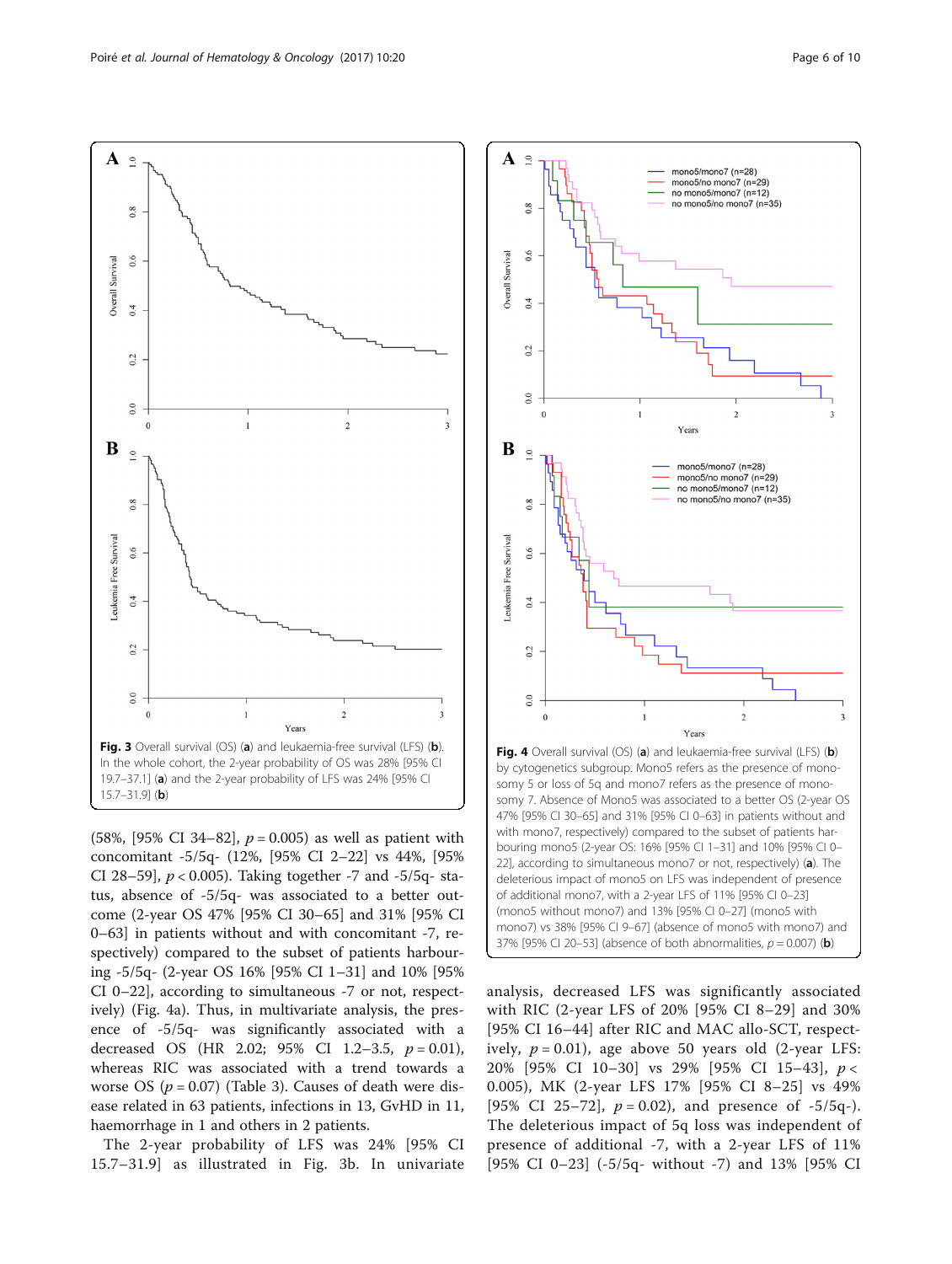Fig. 3 Overall survival (OS) (a) and leukaemia-free survival (LFS) (b). In the whole cohort, the 2-year probability of OS was 28% [95% CI 19.7–37.1] (a) and the 2-year probability of LFS was 24% [95% CI 15.7–31.9] (b)

(58%, [95% CI 34–82], $p = 0.005$) as well as patient with concomitant -5/5q- (12%, [95% CI 2–22] vs 44%, [95% CI 28–59], $p < 0.005$). Taking together -7 and -5/5q- status, absence of -5/5q- was associated to a better outcome (2-year OS 47% [95% CI 30–65] and 31% [95% CI 0–63] in patients without and with concomitant -7, respectively) compared to the subset of patients harbouring -5/5q- (2-year OS 16% [95% CI 1–31] and 10% [95% CI 0–22], according to simultaneous -7 or not, respectively) (Fig. 4a). Thus, in multivariate analysis, the presence of -5/5q- was significantly associated with a decreased OS (HR 2.02; 95% CI 1.2–3.5, $p = 0.01$), whereas RIC was associated with a trend towards a worse OS ($p = 0.07$) (Table 3). Causes of death were disease related in 63 patients, infections in 13, GvHD in 11, haemorrhage in 1 and others in 2 patients.

The 2-year probability of LFS was 24% [95% CI 15.7–31.9] as illustrated in Fig. 3b. In univariate analysis, decreased LFS was significantly associated with RIC (2-year LFS of 20% [95% CI 8–29] and 30% [95% CI 16–44] after RIC and MAC allo-SCT, respectively, $p = 0.01$), age above 50 years old (2-year LFS: 20% [95% CI 10–30] vs 29% [95% CI 15–43], $p < 0.005$), MK (2-year LFS 17% [95% CI 8–25] vs 49% [95% CI 25–72], $p = 0.02$), and presence of -5/5q-). The deleterious impact of 5q loss was independent of presence of additional -7, with a 2-year LFS of 11% [95% CI 0–23] (-5/5q- without -7) and 13% [95% CI

Fig. 4 Overall survival (OS) (a) and leukaemia-free survival (LFS) (b) by cytogenetics subgroup. Mono5 refers as the presence of monosomy 5 or loss of 5q and mono7 refers as the presence of monosomy 7. Absence of Mono5 was associated to a better OS (2-year OS 47% [95% CI 30–65] and 31% [95% CI 0–63] in patients without and with mono7, respectively) compared to the subset of patients harbouring mono5 (2-year OS: 16% [95% CI 1–31] and 10% [95% CI 0–22], according to simultaneous mono7 or not, respectively) (a). The deleterious impact of mono5 on LFS was independent of presence of additional mono7, with a 2-year LFS of 11% [95% CI 0–23] (mono5 without mono7) and 13% [95% CI 0–27] (mono5 with mono7) vs 38% [95% CI 9–67] (absence of mono5 with mono7) and 37% [95% CI 20–53] (absence of both abnormalities, $p = 0.007$) (b)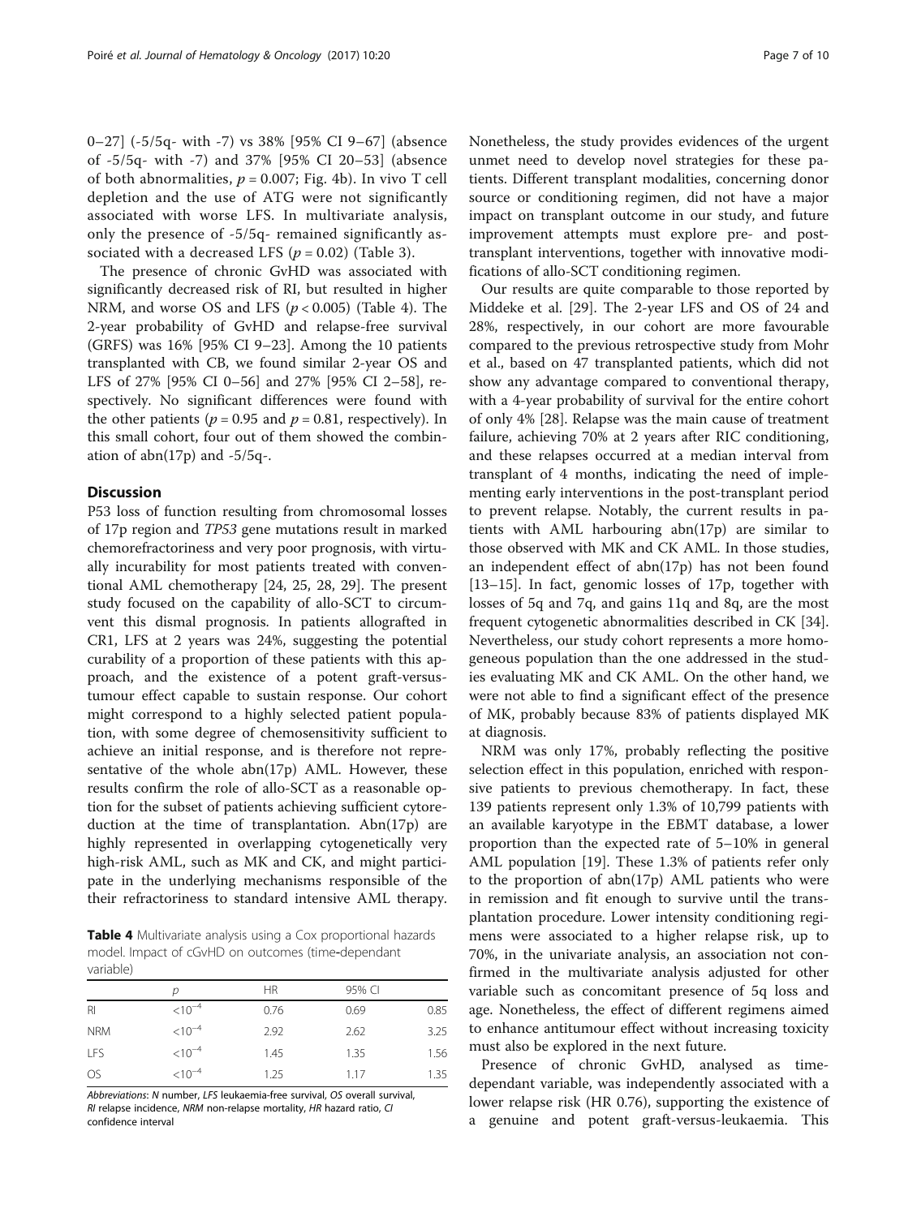0–27] (-5/5q- with -7) vs 38% [95% CI 9–67] (absence of -5/5q- with -7) and 37% [95% CI 20–53] (absence of both abnormalities, $p = 0.007$; Fig. 4b). In vivo T cell depletion and the use of ATG were not significantly associated with worse LFS. In multivariate analysis, only the presence of -5/5q- remained significantly associated with a decreased LFS ($p = 0.02$) (Table 3).

The presence of chronic GvHD was associated with significantly decreased risk of RI, but resulted in higher NRM, and worse OS and LFS ($p < 0.005$) (Table 4). The 2-year probability of GvHD and relapse-free survival (GRFS) was 16% [95% CI 9–23]. Among the 10 patients transplanted with CB, we found similar 2-year OS and LFS of 27% [95% CI 0–56] and 27% [95% CI 2–58], respectively. No significant differences were found with the other patients ($p = 0.95$ and $p = 0.81$, respectively). In this small cohort, four out of them showed the combination of abn(17p) and -5/5q-.

## Discussion

P53 loss of function resulting from chromosomal losses of 17p region and *TP53* gene mutations result in marked chemorefractoriness and very poor prognosis, with virtually incurability for most patients treated with conventional AML chemotherapy [24, 25, 28, 29]. The present study focused on the capability of allo-SCT to circumvent this dismal prognosis. In patients allografted in CR1, LFS at 2 years was 24%, suggesting the potential curability of a proportion of these patients with this approach, and the existence of a potent graft-versus-tumour effect capable to sustain response. Our cohort might correspond to a highly selected patient population, with some degree of chemosensitivity sufficient to achieve an initial response, and is therefore not representative of the whole abn(17p) AML. However, these results confirm the role of allo-SCT as a reasonable option for the subset of patients achieving sufficient cytoreduction at the time of transplantation. Abn(17p) are highly represented in overlapping cytogenetically very high-risk AML, such as MK and CK, and might participate in the underlying mechanisms responsible of the their refractoriness to standard intensive AML therapy.

**Table 4** Multivariate analysis using a Cox proportional hazards model. Impact of cGvHD on outcomes (time-dependant variable)

| | p | HR | 95% CI | |
|---|---|---|---|---|
| RI | $<10^{-4}$ | 0.76 | 0.69 | 0.85 |
| NRM | $<10^{-4}$ | 2.92 | 2.62 | 3.25 |
| LFS | $<10^{-4}$ | 1.45 | 1.35 | 1.56 |
| OS | $<10^{-4}$ | 1.25 | 1.17 | 1.35 |

*Abbreviations*: *N* number, *LFS* leukaemia-free survival, *OS* overall survival, *RI* relapse incidence, *NRM* non-relapse mortality, *HR* hazard ratio, *CI* confidence interval

Nonetheless, the study provides evidences of the urgent unmet need to develop novel strategies for these patients. Different transplant modalities, concerning donor source or conditioning regimen, did not have a major impact on transplant outcome in our study, and future improvement attempts must explore pre- and post-transplant interventions, together with innovative modifications of allo-SCT conditioning regimen.

Our results are quite comparable to those reported by Middeke et al. [29]. The 2-year LFS and OS of 24 and 28%, respectively, in our cohort are more favourable compared to the previous retrospective study from Mohr et al., based on 47 transplanted patients, which did not show any advantage compared to conventional therapy, with a 4-year probability of survival for the entire cohort of only 4% [28]. Relapse was the main cause of treatment failure, achieving 70% at 2 years after RIC conditioning, and these relapses occurred at a median interval from transplant of 4 months, indicating the need of implementing early interventions in the post-transplant period to prevent relapse. Notably, the current results in patients with AML harbouring abn(17p) are similar to those observed with MK and CK AML. In those studies, an independent effect of abn(17p) has not been found [13–15]. In fact, genomic losses of 17p, together with losses of 5q and 7q, and gains 11q and 8q, are the most frequent cytogenetic abnormalities described in CK [34]. Nevertheless, our study cohort represents a more homogeneous population than the one addressed in the studies evaluating MK and CK AML. On the other hand, we were not able to find a significant effect of the presence of MK, probably because 83% of patients displayed MK at diagnosis.

NRM was only 17%, probably reflecting the positive selection effect in this population, enriched with responsive patients to previous chemotherapy. In fact, these 139 patients represent only 1.3% of 10,799 patients with an available karyotype in the EBMT database, a lower proportion than the expected rate of 5–10% in general AML population [19]. These 1.3% of patients refer only to the proportion of abn(17p) AML patients who were in remission and fit enough to survive until the transplantation procedure. Lower intensity conditioning regimens were associated to a higher relapse risk, up to 70%, in the univariate analysis, an association not confirmed in the multivariate analysis adjusted for other variable such as concomitant presence of 5q loss and age. Nonetheless, the effect of different regimens aimed to enhance antitumour effect without increasing toxicity must also be explored in the next future.

Presence of chronic GvHD, analysed as time-dependant variable, was independently associated with a lower relapse risk (HR 0.76), supporting the existence of a genuine and potent graft-versus-leukaemia. This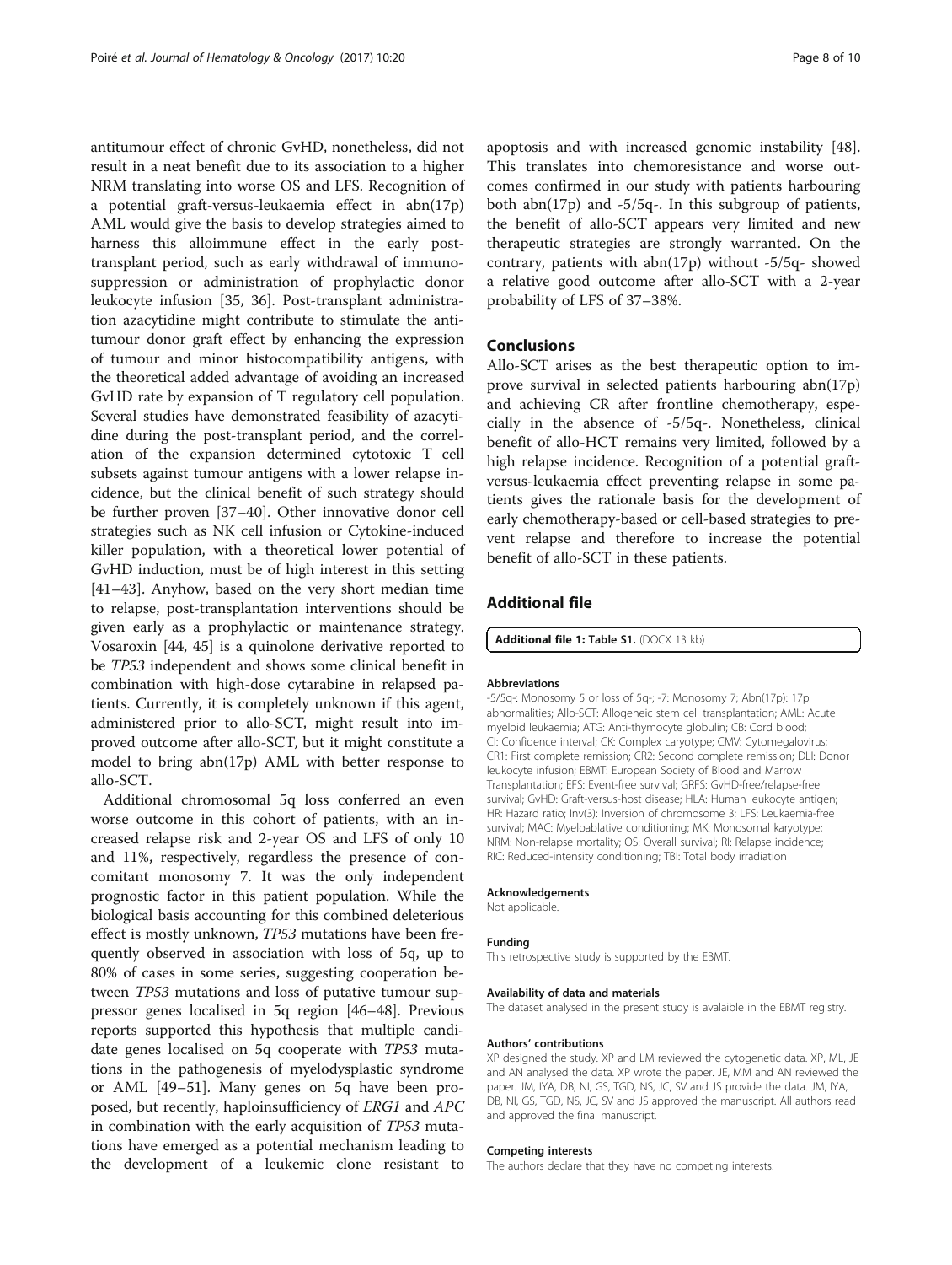antitumour effect of chronic GvHD, nonetheless, did not result in a neat benefit due to its association to a higher NRM translating into worse OS and LFS. Recognition of a potential graft-versus-leukaemia effect in abn(17p) AML would give the basis to develop strategies aimed to harness this alloimmune effect in the early post-transplant period, such as early withdrawal of immunosuppression or administration of prophylactic donor leukocyte infusion [35, 36]. Post-transplant administration azacytidine might contribute to stimulate the antitumour donor graft effect by enhancing the expression of tumour and minor histocompatibility antigens, with the theoretical added advantage of avoiding an increased GvHD rate by expansion of T regulatory cell population. Several studies have demonstrated feasibility of azacytidine during the post-transplant period, and the correlation of the expansion determined cytotoxic T cell subsets against tumour antigens with a lower relapse incidence, but the clinical benefit of such strategy should be further proven [37–40]. Other innovative donor cell strategies such as NK cell infusion or Cytokine-induced killer population, with a theoretical lower potential of GvHD induction, must be of high interest in this setting [41–43]. Anyhow, based on the very short median time to relapse, post-transplantation interventions should be given early as a prophylactic or maintenance strategy. Vosaroxin [44, 45] is a quinolone derivative reported to be *TP53* independent and shows some clinical benefit in combination with high-dose cytarabine in relapsed patients. Currently, it is completely unknown if this agent, administered prior to allo-SCT, might result into improved outcome after allo-SCT, but it might constitute a model to bring abn(17p) AML with better response to allo-SCT.

Additional chromosomal 5q loss conferred an even worse outcome in this cohort of patients, with an increased relapse risk and 2-year OS and LFS of only 10 and 11%, respectively, regardless the presence of concomitant monosomy 7. It was the only independent prognostic factor in this patient population. While the biological basis accounting for this combined deleterious effect is mostly unknown, *TP53* mutations have been frequently observed in association with loss of 5q, up to 80% of cases in some series, suggesting cooperation between *TP53* mutations and loss of putative tumour suppressor genes localised in 5q region [46–48]. Previous reports supported this hypothesis that multiple candidate genes localised on 5q cooperate with *TP53* mutations in the pathogenesis of myelodysplastic syndrome or AML [49–51]. Many genes on 5q have been proposed, but recently, haploinsufficiency of *ERG1* and *APC* in combination with the early acquisition of *TP53* mutations have emerged as a potential mechanism leading to the development of a leukemic clone resistant to apoptosis and with increased genomic instability [48]. This translates into chemoresistance and worse outcomes confirmed in our study with patients harbouring both abn(17p) and -5/5q-. In this subgroup of patients, the benefit of allo-SCT appears very limited and new therapeutic strategies are strongly warranted. On the contrary, patients with abn(17p) without -5/5q- showed a relative good outcome after allo-SCT with a 2-year probability of LFS of 37–38%.

## Conclusions

Allo-SCT arises as the best therapeutic option to improve survival in selected patients harbouring abn(17p) and achieving CR after frontline chemotherapy, especially in the absence of -5/5q-. Nonetheless, clinical benefit of allo-HCT remains very limited, followed by a high relapse incidence. Recognition of a potential graft-versus-leukaemia effect preventing relapse in some patients gives the rationale basis for the development of early chemotherapy-based or cell-based strategies to prevent relapse and therefore to increase the potential benefit of allo-SCT in these patients.

## Additional file

**Additional file 1: Table S1.** (DOCX 13 kb)

#### Abbreviations

-5/5q-: Monosomy 5 or loss of 5q-; -7: Monosomy 7; Abn(17p): 17p abnormalities; Allo-SCT: Allogeneic stem cell transplantation; AML: Acute myeloid leukaemia; ATG: Anti-thymocyte globulin; CB: Cord blood; CI: Confidence interval; CK: Complex caryotype; CMV: Cytomegalovirus; CR1: First complete remission; CR2: Second complete remission; DLI: Donor leukocyte infusion; EBMT: European Society of Blood and Marrow Transplantation; EFS: Event-free survival; GRFS: GvHD-free/relapse-free survival; GvHD: Graft-versus-host disease; HLA: Human leukocyte antigen; HR: Hazard ratio; Inv(3): Inversion of chromosome 3; LFS: Leukaemia-free survival; MAC: Myeloablative conditioning; MK: Monosomal karyotype; NRM: Non-relapse mortality; OS: Overall survival; RI: Relapse incidence; RIC: Reduced-intensity conditioning; TBI: Total body irradiation

#### Acknowledgements

Not applicable.

#### Funding

This retrospective study is supported by the EBMT.

#### Availability of data and materials

The dataset analysed in the present study is avalaible in the EBMT registry.

#### Authors' contributions

XP designed the study. XP and LM reviewed the cytogenetic data. XP, ML, JE and AN analysed the data. XP wrote the paper. JE, MM and AN reviewed the paper. JM, IYA, DB, NI, GS, TGD, NS, JC, SV and JS provide the data. JM, IYA, DB, NI, GS, TGD, NS, JC, SV and JS approved the manuscript. All authors read and approved the final manuscript.

#### Competing interests

The authors declare that they have no competing interests.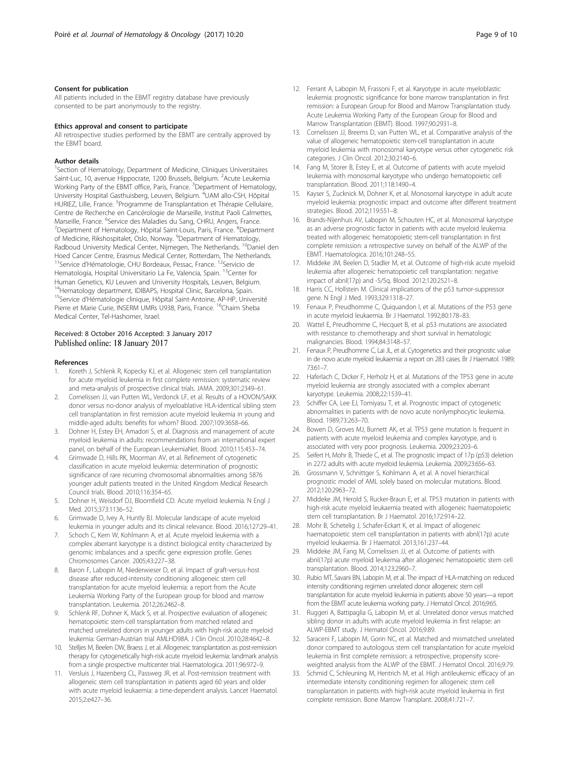### Consent for publication

All patients included in the EBMT registry database have previously consented to be part anonymously to the registry.

### Ethics approval and consent to participate

All retrospective studies performed by the EBMT are centrally approved by the EBMT board.

### Author details

[1]Section of Hematology, Department of Medicine, Cliniques Universitaires Saint-Luc, 10, avenue Hippocrate, 1200 Brussels, Belgium. [2]Acute Leukemia Working Party of the EBMT office, Paris, France. [3]Department of Hematology, University Hospital Gasthuisberg, Leuven, Belgium. [4]UAM allo-CSH, Hôpital HURIEZ, Lille, France. [5]Programme de Transplantation et Thérapie Cellulaire, Centre de Recherche en Cancérologie de Marseille, Institut Paoli Calmettes, Marseille, France. [6]Service des Maladies du Sang, CHRU, Angers, France. [7]Department of Hematology, Hôpital Saint-Louis, Paris, France. [8]Department of Medicine, Rikshospitalet, Oslo, Norway. [9]Department of Hematology, Radboud University Medical Center, Nijmegen, The Netherlands. [10]Daniel den Hoed Cancer Centre, Erasmus Medical Center, Rotterdam, The Netherlands. [11]Service d'Hématologie, CHU Bordeaux, Pessac, France. [12]Servicio de Hematologia, Hospital Universitario La Fe, Valencia, Spain. [13]Center for Human Genetics, KU Leuven and University Hospitals, Leuven, Belgium. [14]Hematology department, IDIBAPS, Hospital Clinic, Barcelona, Spain. [15]Service d'Hématologie clinique, Hôpital Saint-Antoine, AP-HP, Université Pierre et Marie Curie, INSERM UMRs U938, Paris, France. [16]Chaim Sheba Medical Center, Tel-Hashomer, Israel.

Received: 8 October 2016 Accepted: 3 January 2017
Published online: 18 January 2017

### References

1. Koreth J, Schlenk R, Kopecky KJ, et al. Allogeneic stem cell transplantation for acute myeloid leukemia in first complete remission: systematic review and meta-analysis of prospective clinical trials. JAMA. 2009;301:2349–61.
2. Cornelissen JJ, van Putten WL, Verdonck LF, et al. Results of a HOVON/SAKK donor versus no-donor analysis of myeloablative HLA-identical sibling stem cell transplantation in first remission acute myeloid leukemia in young and middle-aged adults: benefits for whom? Blood. 2007;109:3658–66.
3. Dohner H, Estey EH, Amadori S, et al. Diagnosis and management of acute myeloid leukemia in adults: recommendations from an international expert panel, on behalf of the European LeukemiaNet. Blood. 2010;115:453–74.
4. Grimwade D, Hills RK, Moorman AV, et al. Refinement of cytogenetic classification in acute myeloid leukemia: determination of prognostic significance of rare recurring chromosomal abnormalities among 5876 younger adult patients treated in the United Kingdom Medical Research Council trials. Blood. 2010;116:354–65.
5. Dohner H, Weisdorf DJ, Bloomfield CD. Acute myeloid leukemia. N Engl J Med. 2015;373:1136–52.
6. Grimwade D, Ivey A, Huntly BJ. Molecular landscape of acute myeloid leukemia in younger adults and its clinical relevance. Blood. 2016;127:29–41.
7. Schoch C, Kern W, Kohlmann A, et al. Acute myeloid leukemia with a complex aberrant karyotype is a distinct biological entity characterized by genomic imbalances and a specific gene expression profile. Genes Chromosomes Cancer. 2005;43:227–38.
8. Baron F, Labopin M, Niederwieser D, et al. Impact of graft-versus-host disease after reduced-intensity conditioning allogeneic stem cell transplantation for acute myeloid leukemia: a report from the Acute Leukemia Working Party of the European group for blood and marrow transplantation. Leukemia. 2012;26:2462–8.
9. Schlenk RF, Dohner K, Mack S, et al. Prospective evaluation of allogeneic hematopoietic stem-cell transplantation from matched related and matched unrelated donors in younger adults with high-risk acute myeloid leukemia: German-Austrian trial AMLHD98A. J Clin Oncol. 2010;28:4642–8.
10. Stelljes M, Beelen DW, Braess J, et al. Allogeneic transplantation as post-remission therapy for cytogenetically high-risk acute myeloid leukemia: landmark analysis from a single prospective multicenter trial. Haematologica. 2011;96:972–9.
11. Versluis J, Hazenberg CL, Passweg JR, et al. Post-remission treatment with allogeneic stem cell transplantation in patients aged 60 years and older with acute myeloid leukaemia: a time-dependent analysis. Lancet Haematol. 2015;2:e427–36.
12. Ferrant A, Labopin M, Frassoni F, et al. Karyotype in acute myeloblastic leukemia: prognostic significance for bone marrow transplantation in first remission: a European Group for Blood and Marrow Transplantation study. Acute Leukemia Working Party of the European Group for Blood and Marrow Transplantation (EBMT). Blood. 1997;90:2931–8.
13. Cornelissen JJ, Breems D, van Putten WL, et al. Comparative analysis of the value of allogeneic hematopoietic stem-cell transplantation in acute myeloid leukemia with monosomal karyotype versus other cytogenetic risk categories. J Clin Oncol. 2012;30:2140–6.
14. Fang M, Storer B, Estey E, et al. Outcome of patients with acute myeloid leukemia with monosomal karyotype who undergo hematopoietic cell transplantation. Blood. 2011;118:1490–4.
15. Kayser S, Zucknick M, Dohner K, et al. Monosomal karyotype in adult acute myeloid leukemia: prognostic impact and outcome after different treatment strategies. Blood. 2012;119:551–8.
16. Brands-Nijenhuis AV, Labopin M, Schouten HC, et al. Monosomal karyotype as an adverse prognostic factor in patients with acute myeloid leukemia treated with allogeneic hematopoietic stem-cell transplantation in first complete remission: a retrospective survey on behalf of the ALWP of the EBMT. Haematologica. 2016;101:248–55.
17. Middeke JM, Beelen D, Stadler M, et al. Outcome of high-risk acute myeloid leukemia after allogeneic hematopoietic cell transplantation: negative impact of abnl(17p) and -5/5q. Blood. 2012;120:2521–8.
18. Harris CC, Hollstein M. Clinical implications of the p53 tumor-suppressor gene. N Engl J Med. 1993;329:1318–27.
19. Fenaux P, Preudhomme C, Quiquandon I, et al. Mutations of the P53 gene in acute myeloid leukaemia. Br J Haematol. 1992;80:178–83.
20. Wattel E, Preudhomme C, Hecquet B, et al. p53 mutations are associated with resistance to chemotherapy and short survival in hematologic malignancies. Blood. 1994;84:3148–57.
21. Fenaux P, Preudhomme C, Lai JL, et al. Cytogenetics and their prognostic value in de novo acute myeloid leukaemia: a report on 283 cases. Br J Haematol. 1989; 73:61–7.
22. Haferlach C, Dicker F, Herholz H, et al. Mutations of the TP53 gene in acute myeloid leukemia are strongly associated with a complex aberrant karyotype. Leukemia. 2008;22:1539–41.
23. Schiffer CA, Lee EJ, Tomiyasu T, et al. Prognostic impact of cytogenetic abnormalities in patients with de novo acute nonlymphocytic leukemia. Blood. 1989;73:263–70.
24. Bowen D, Groves MJ, Burnett AK, et al. TP53 gene mutation is frequent in patients with acute myeloid leukemia and complex karyotype, and is associated with very poor prognosis. Leukemia. 2009;23:203–6.
25. Seifert H, Mohr B, Thiede C, et al. The prognostic impact of 17p (p53) deletion in 2272 adults with acute myeloid leukemia. Leukemia. 2009;23:656–63.
26. Grossmann V, Schnittger S, Kohlmann A, et al. A novel hierarchical prognostic model of AML solely based on molecular mutations. Blood. 2012;120:2963–72.
27. Middeke JM, Herold S, Rucker-Braun E, et al. TP53 mutation in patients with high-risk acute myeloid leukaemia treated with allogeneic haematopoietic stem cell transplantation. Br J Haematol. 2016;172:914–22.
28. Mohr B, Schetelig J, Schafer-Eckart K, et al. Impact of allogeneic haematopoietic stem cell transplantation in patients with abnl(17p) acute myeloid leukaemia. Br J Haematol. 2013;161:237–44.
29. Middeke JM, Fang M, Cornelissen JJ, et al. Outcome of patients with abnl(17p) acute myeloid leukemia after allogeneic hematopoietic stem cell transplantation. Blood. 2014;123:2960–7.
30. Rubio MT, Savani BN, Labopin M, et al. The impact of HLA-matching on reduced intensity conditioning regimen unrelated donor allogeneic stem cell transplantation for acute myeloid leukemia in patients above 50 years—a report from the EBMT acute leukemia working party. J Hematol Oncol. 2016;9:65.
31. Ruggeri A, Battipaglia G, Labopin M, et al. Unrelated donor versus matched sibling donor in adults with acute myeloid leukemia in first relapse: an ALWP-EBMT study. J Hematol Oncol. 2016;9:89.
32. Saraceni F, Labopin M, Gorin NC, et al. Matched and mismatched unrelated donor compared to autologous stem cell transplantation for acute myeloid leukemia in first complete remission: a retrospective, propensity score-weighted analysis from the ALWP of the EBMT. J Hematol Oncol. 2016;9:79.
33. Schmid C, Schleuning M, Hentrich M, et al. High antileukemic efficacy of an intermediate intensity conditioning regimen for allogeneic stem cell transplantation in patients with high-risk acute myeloid leukemia in first complete remission. Bone Marrow Transplant. 2008;41:721–7.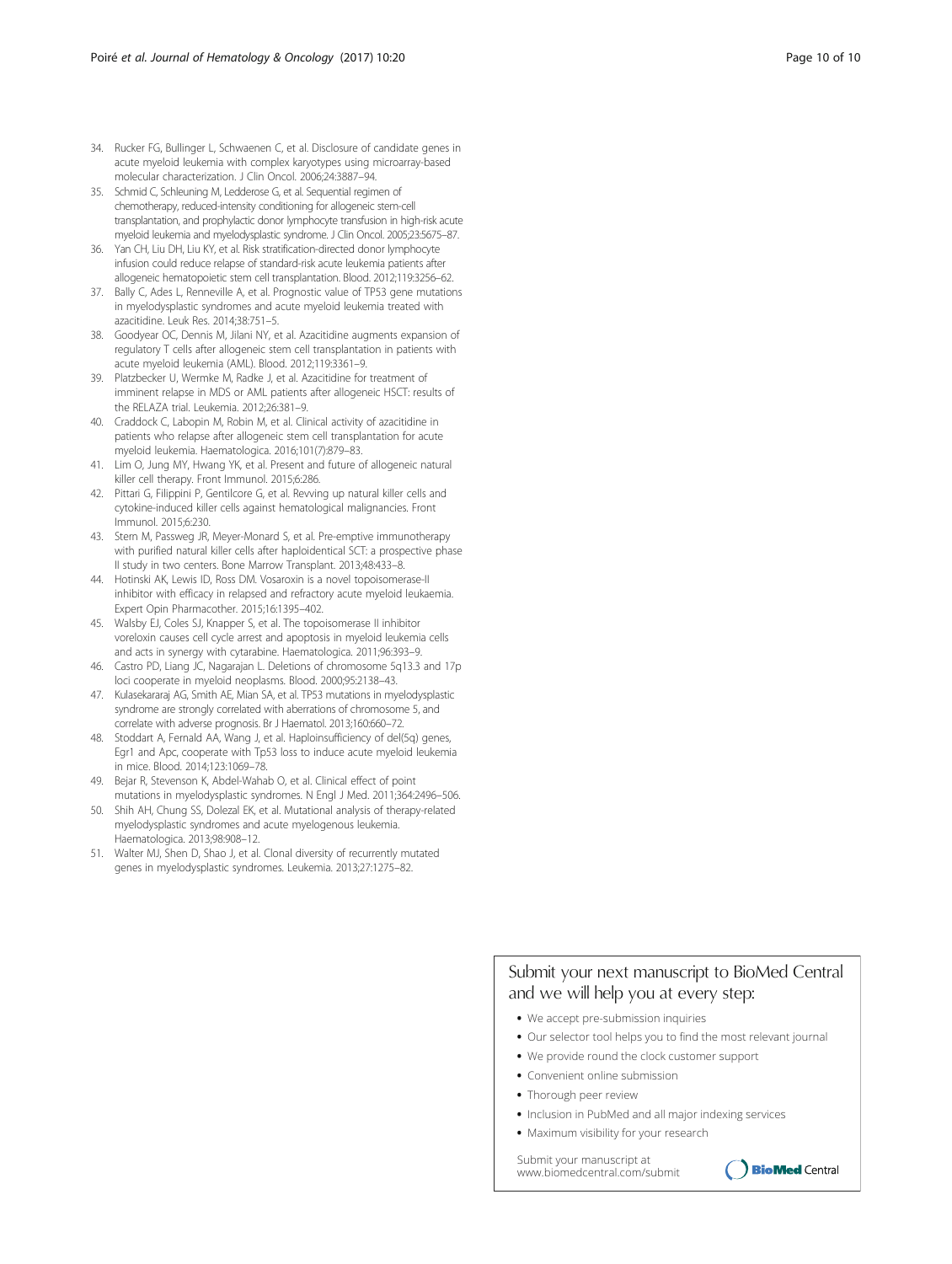34. Rucker FG, Bullinger L, Schwaenen C, et al. Disclosure of candidate genes in acute myeloid leukemia with complex karyotypes using microarray-based molecular characterization. J Clin Oncol. 2006;24:3887–94.
35. Schmid C, Schleuning M, Ledderose G, et al. Sequential regimen of chemotherapy, reduced-intensity conditioning for allogeneic stem-cell transplantation, and prophylactic donor lymphocyte transfusion in high-risk acute myeloid leukemia and myelodysplastic syndrome. J Clin Oncol. 2005;23:5675–87.
36. Yan CH, Liu DH, Liu KY, et al. Risk stratification-directed donor lymphocyte infusion could reduce relapse of standard-risk acute leukemia patients after allogeneic hematopoietic stem cell transplantation. Blood. 2012;119:3256–62.
37. Bally C, Ades L, Renneville A, et al. Prognostic value of TP53 gene mutations in myelodysplastic syndromes and acute myeloid leukemia treated with azacitidine. Leuk Res. 2014;38:751–5.
38. Goodyear OC, Dennis M, Jilani NY, et al. Azacitidine augments expansion of regulatory T cells after allogeneic stem cell transplantation in patients with acute myeloid leukemia (AML). Blood. 2012;119:3361–9.
39. Platzbecker U, Wermke M, Radke J, et al. Azacitidine for treatment of imminent relapse in MDS or AML patients after allogeneic HSCT: results of the RELAZA trial. Leukemia. 2012;26:381–9.
40. Craddock C, Labopin M, Robin M, et al. Clinical activity of azacitidine in patients who relapse after allogeneic stem cell transplantation for acute myeloid leukemia. Haematologica. 2016;101(7):879–83.
41. Lim O, Jung MY, Hwang YK, et al. Present and future of allogeneic natural killer cell therapy. Front Immunol. 2015;6:286.
42. Pittari G, Filippini P, Gentilcore G, et al. Revving up natural killer cells and cytokine-induced killer cells against hematological malignancies. Front Immunol. 2015;6:230.
43. Stern M, Passweg JR, Meyer-Monard S, et al. Pre-emptive immunotherapy with purified natural killer cells after haploidentical SCT: a prospective phase II study in two centers. Bone Marrow Transplant. 2013;48:433–8.
44. Hotinski AK, Lewis ID, Ross DM. Vosaroxin is a novel topoisomerase-II inhibitor with efficacy in relapsed and refractory acute myeloid leukaemia. Expert Opin Pharmacother. 2015;16:1395–402.
45. Walsby EJ, Coles SJ, Knapper S, et al. The topoisomerase II inhibitor voreloxin causes cell cycle arrest and apoptosis in myeloid leukemia cells and acts in synergy with cytarabine. Haematologica. 2011;96:393–9.
46. Castro PD, Liang JC, Nagarajan L. Deletions of chromosome 5q13.3 and 17p loci cooperate in myeloid neoplasms. Blood. 2000;95:2138–43.
47. Kulasekararaj AG, Smith AE, Mian SA, et al. TP53 mutations in myelodysplastic syndrome are strongly correlated with aberrations of chromosome 5, and correlate with adverse prognosis. Br J Haematol. 2013;160:660–72.
48. Stoddart A, Fernald AA, Wang J, et al. Haploinsufficiency of del(5q) genes, Egr1 and Apc, cooperate with Tp53 loss to induce acute myeloid leukemia in mice. Blood. 2014;123:1069–78.
49. Bejar R, Stevenson K, Abdel-Wahab O, et al. Clinical effect of point mutations in myelodysplastic syndromes. N Engl J Med. 2011;364:2496–506.
50. Shih AH, Chung SS, Dolezal EK, et al. Mutational analysis of therapy-related myelodysplastic syndromes and acute myelogenous leukemia. Haematologica. 2013;98:908–12.
51. Walter MJ, Shen D, Shao J, et al. Clonal diversity of recurrently mutated genes in myelodysplastic syndromes. Leukemia. 2013;27:1275–82.

Submit your next manuscript to BioMed Central and we will help you at every step:

- We accept pre-submission inquiries
- Our selector tool helps you to find the most relevant journal
- We provide round the clock customer support
- Convenient online submission
- Thorough peer review
- Inclusion in PubMed and all major indexing services
- Maximum visibility for your research

Submit your manuscript at www.biomedcentral.com/submit

BioMed Central